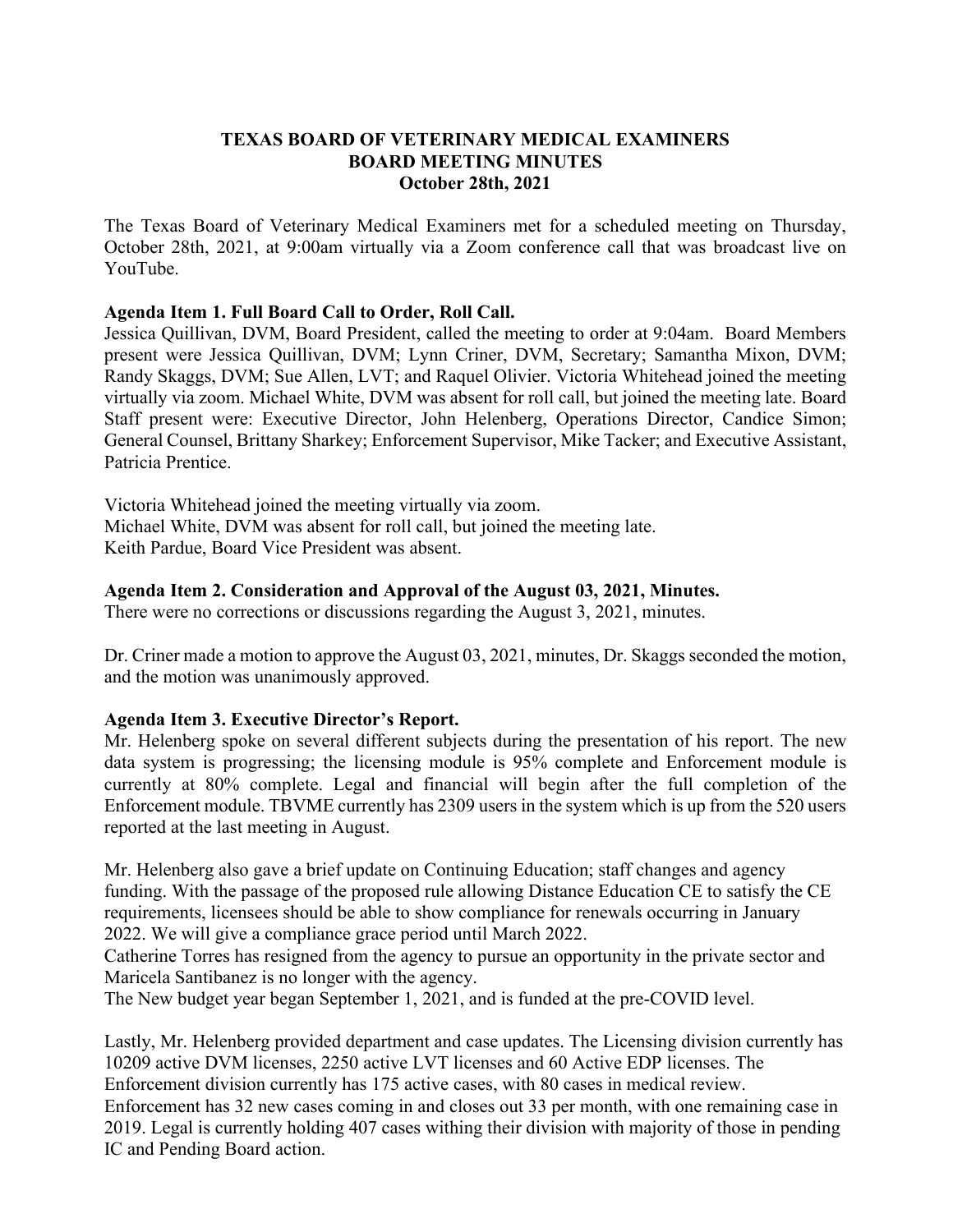# TEXAS BOARD OF VETERINARY MEDICAL EXAMINERS
## BOARD MEETING MINUTES
### October 28th, 2021

The Texas Board of Veterinary Medical Examiners met for a scheduled meeting on Thursday, October 28th, 2021, at 9:00am virtually via a Zoom conference call that was broadcast live on YouTube.

**Agenda Item 1. Full Board Call to Order, Roll Call.**

Jessica Quillivan, DVM, Board President, called the meeting to order at 9:04am. Board Members present were Jessica Quillivan, DVM; Lynn Criner, DVM, Secretary; Samantha Mixon, DVM; Randy Skaggs, DVM; Sue Allen, LVT; and Raquel Olivier. Victoria Whitehead joined the meeting virtually via zoom. Michael White, DVM was absent for roll call, but joined the meeting late. Board Staff present were: Executive Director, John Helenberg, Operations Director, Candice Simon; General Counsel, Brittany Sharkey; Enforcement Supervisor, Mike Tacker; and Executive Assistant, Patricia Prentice.

Victoria Whitehead joined the meeting virtually via zoom.
Michael White, DVM was absent for roll call, but joined the meeting late.
Keith Pardue, Board Vice President was absent.

**Agenda Item 2. Consideration and Approval of the August 03, 2021, Minutes.**

There were no corrections or discussions regarding the August 3, 2021, minutes.

Dr. Criner made a motion to approve the August 03, 2021, minutes, Dr. Skaggs seconded the motion, and the motion was unanimously approved.

**Agenda Item 3. Executive Director's Report.**

Mr. Helenberg spoke on several different subjects during the presentation of his report. The new data system is progressing; the licensing module is 95% complete and Enforcement module is currently at 80% complete. Legal and financial will begin after the full completion of the Enforcement module. TBVME currently has 2309 users in the system which is up from the 520 users reported at the last meeting in August.

Mr. Helenberg also gave a brief update on Continuing Education; staff changes and agency funding. With the passage of the proposed rule allowing Distance Education CE to satisfy the CE requirements, licensees should be able to show compliance for renewals occurring in January 2022. We will give a compliance grace period until March 2022.
Catherine Torres has resigned from the agency to pursue an opportunity in the private sector and Maricela Santibanez is no longer with the agency.
The New budget year began September 1, 2021, and is funded at the pre-COVID level.

Lastly, Mr. Helenberg provided department and case updates. The Licensing division currently has 10209 active DVM licenses, 2250 active LVT licenses and 60 Active EDP licenses. The Enforcement division currently has 175 active cases, with 80 cases in medical review.
Enforcement has 32 new cases coming in and closes out 33 per month, with one remaining case in 2019. Legal is currently holding 407 cases withing their division with majority of those in pending IC and Pending Board action.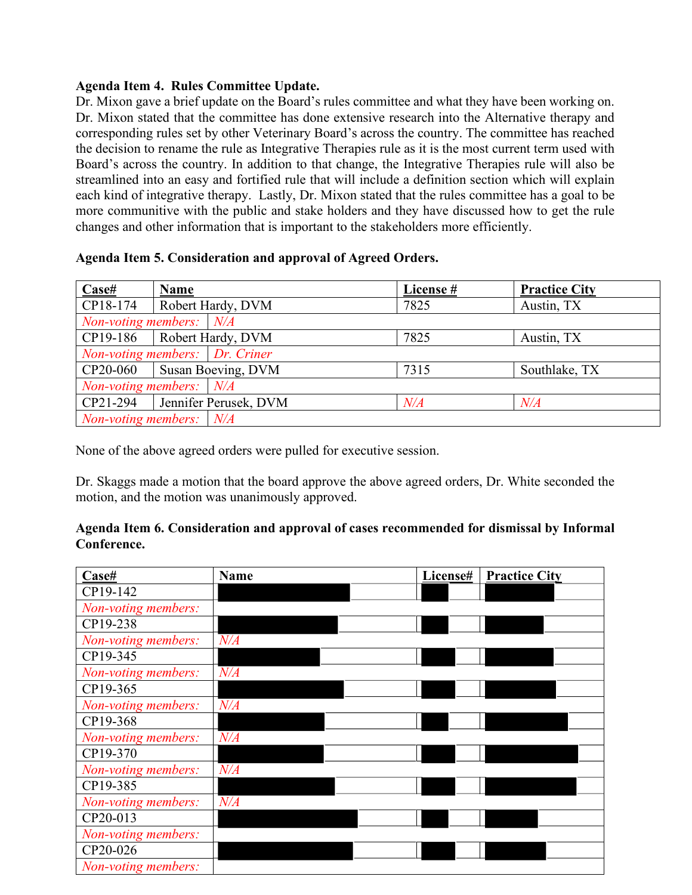**Agenda Item 4. Rules Committee Update.**

Dr. Mixon gave a brief update on the Board's rules committee and what they have been working on. Dr. Mixon stated that the committee has done extensive research into the Alternative therapy and corresponding rules set by other Veterinary Board's across the country. The committee has reached the decision to rename the rule as Integrative Therapies rule as it is the most current term used with Board's across the country. In addition to that change, the Integrative Therapies rule will also be streamlined into an easy and fortified rule that will include a definition section which will explain each kind of integrative therapy. Lastly, Dr. Mixon stated that the rules committee has a goal to be more communitive with the public and stake holders and they have discussed how to get the rule changes and other information that is important to the stakeholders more efficiently.

**Agenda Item 5. Consideration and approval of Agreed Orders.**

| Case# | Name | License # | Practice City |
|---|---|---|---|
| CP18-174 | Robert Hardy, DVM | 7825 | Austin, TX |
| *Non-voting members:* | *N/A* | | |
| CP19-186 | Robert Hardy, DVM | 7825 | Austin, TX |
| *Non-voting members:* | *Dr. Criner* | | |
| CP20-060 | Susan Boeving, DVM | 7315 | Southlake, TX |
| *Non-voting members:* | *N/A* | | |
| CP21-294 | Jennifer Perusek, DVM | *N/A* | *N/A* |
| *Non-voting members:* | *N/A* | | |

None of the above agreed orders were pulled for executive session.

Dr. Skaggs made a motion that the board approve the above agreed orders, Dr. White seconded the motion, and the motion was unanimously approved.

**Agenda Item 6. Consideration and approval of cases recommended for dismissal by Informal Conference.**

| Case# | Name | License# | Practice City |
|---|---|---|---|
| CP19-142 | [redacted] | [redacted] | [redacted] |
| *Non-voting members:* | | | |
| CP19-238 | [redacted] | [redacted] | [redacted] |
| *Non-voting members:* | *N/A* | | |
| CP19-345 | [redacted] | [redacted] | [redacted] |
| *Non-voting members:* | *N/A* | | |
| CP19-365 | [redacted] | [redacted] | [redacted] |
| *Non-voting members:* | *N/A* | | |
| CP19-368 | [redacted] | [redacted] | [redacted] |
| *Non-voting members:* | *N/A* | | |
| CP19-370 | [redacted] | [redacted] | [redacted] |
| *Non-voting members:* | *N/A* | | |
| CP19-385 | [redacted] | [redacted] | [redacted] |
| *Non-voting members:* | *N/A* | | |
| CP20-013 | [redacted] | [redacted] | [redacted] |
| *Non-voting members:* | | | |
| CP20-026 | [redacted] | [redacted] | [redacted] |
| *Non-voting members:* | | | |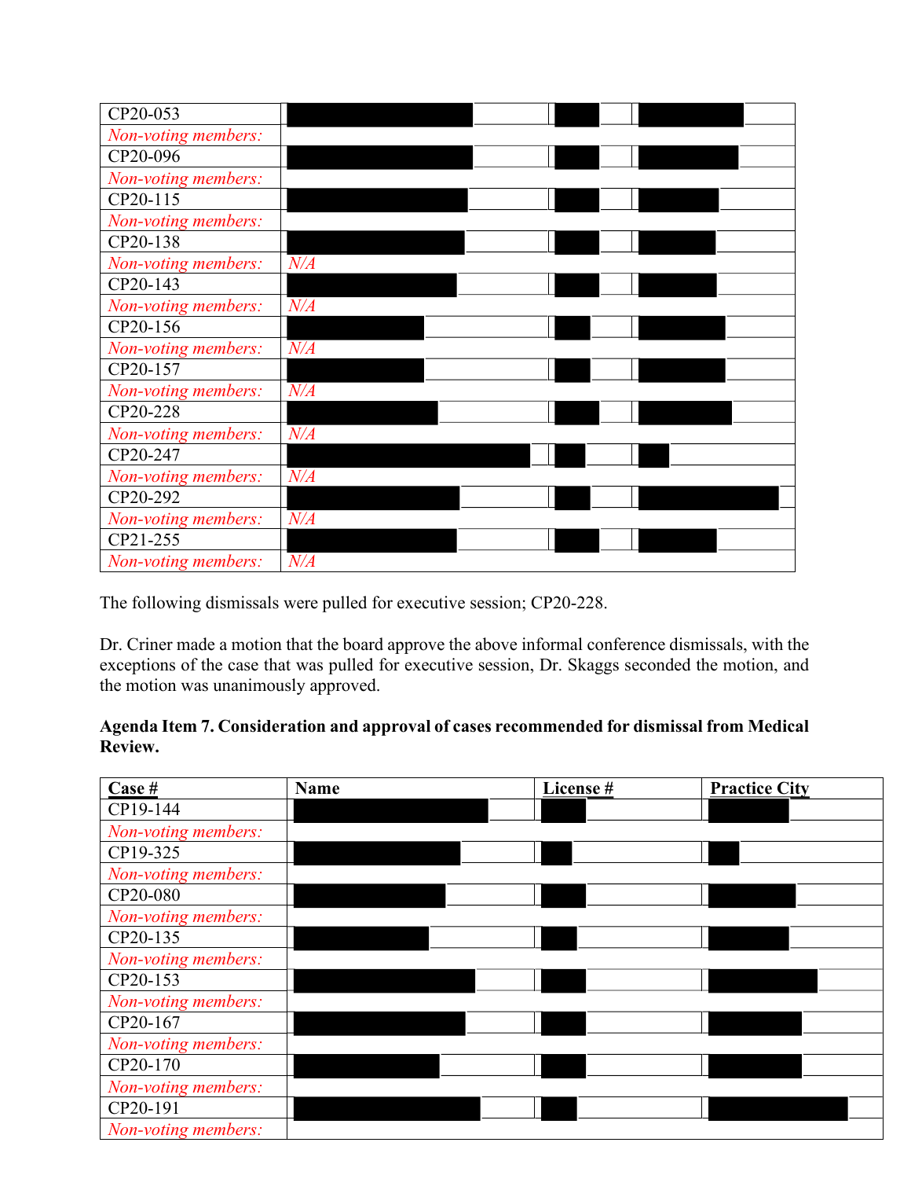| | | | |
|---|---|---|---|
| CP20-053 | | | |
| *Non-voting members:* | | | |
| CP20-096 | | | |
| *Non-voting members:* | | | |
| CP20-115 | | | |
| *Non-voting members:* | | | |
| CP20-138 | | | |
| *Non-voting members:* | *N/A* | | |
| CP20-143 | | | |
| *Non-voting members:* | *N/A* | | |
| CP20-156 | | | |
| *Non-voting members:* | *N/A* | | |
| CP20-157 | | | |
| *Non-voting members:* | *N/A* | | |
| CP20-228 | | | |
| *Non-voting members:* | *N/A* | | |
| CP20-247 | | | |
| *Non-voting members:* | *N/A* | | |
| CP20-292 | | | |
| *Non-voting members:* | *N/A* | | |
| CP21-255 | | | |
| *Non-voting members:* | *N/A* | | |

The following dismissals were pulled for executive session; CP20-228.

Dr. Criner made a motion that the board approve the above informal conference dismissals, with the exceptions of the case that was pulled for executive session, Dr. Skaggs seconded the motion, and the motion was unanimously approved.

**Agenda Item 7. Consideration and approval of cases recommended for dismissal from Medical Review.**

| Case # | Name | License # | Practice City |
|---|---|---|---|
| CP19-144 | | | |
| *Non-voting members:* | | | |
| CP19-325 | | | |
| *Non-voting members:* | | | |
| CP20-080 | | | |
| *Non-voting members:* | | | |
| CP20-135 | | | |
| *Non-voting members:* | | | |
| CP20-153 | | | |
| *Non-voting members:* | | | |
| CP20-167 | | | |
| *Non-voting members:* | | | |
| CP20-170 | | | |
| *Non-voting members:* | | | |
| CP20-191 | | | |
| *Non-voting members:* | | | |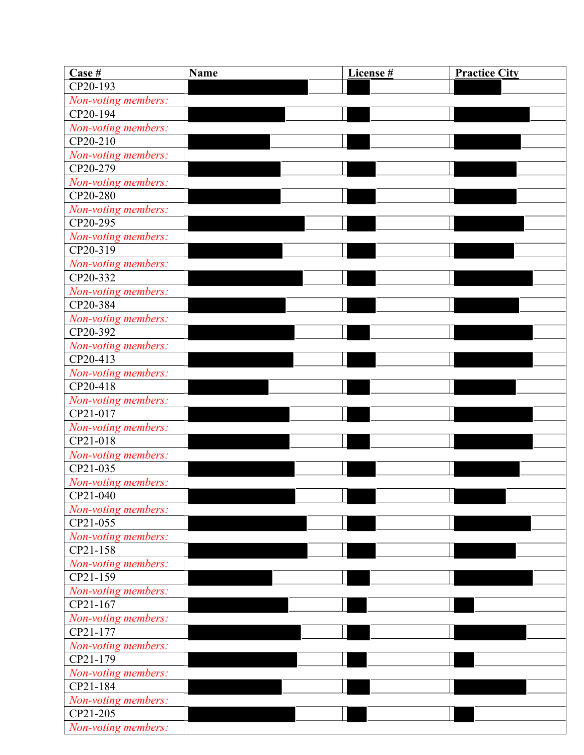| Case # | Name | License # | Practice City |
|---|---|---|---|
| CP20-193 | | | |
| *Non-voting members:* | | | |
| CP20-194 | | | |
| *Non-voting members:* | | | |
| CP20-210 | | | |
| *Non-voting members:* | | | |
| CP20-279 | | | |
| *Non-voting members:* | | | |
| CP20-280 | | | |
| *Non-voting members:* | | | |
| CP20-295 | | | |
| *Non-voting members:* | | | |
| CP20-319 | | | |
| *Non-voting members:* | | | |
| CP20-332 | | | |
| *Non-voting members:* | | | |
| CP20-384 | | | |
| *Non-voting members:* | | | |
| CP20-392 | | | |
| *Non-voting members:* | | | |
| CP20-413 | | | |
| *Non-voting members:* | | | |
| CP20-418 | | | |
| *Non-voting members:* | | | |
| CP21-017 | | | |
| *Non-voting members:* | | | |
| CP21-018 | | | |
| *Non-voting members:* | | | |
| CP21-035 | | | |
| *Non-voting members:* | | | |
| CP21-040 | | | |
| *Non-voting members:* | | | |
| CP21-055 | | | |
| *Non-voting members:* | | | |
| CP21-158 | | | |
| *Non-voting members:* | | | |
| CP21-159 | | | |
| *Non-voting members:* | | | |
| CP21-167 | | | |
| *Non-voting members:* | | | |
| CP21-177 | | | |
| *Non-voting members:* | | | |
| CP21-179 | | | |
| *Non-voting members:* | | | |
| CP21-184 | | | |
| *Non-voting members:* | | | |
| CP21-205 | | | |
| *Non-voting members:* | | | |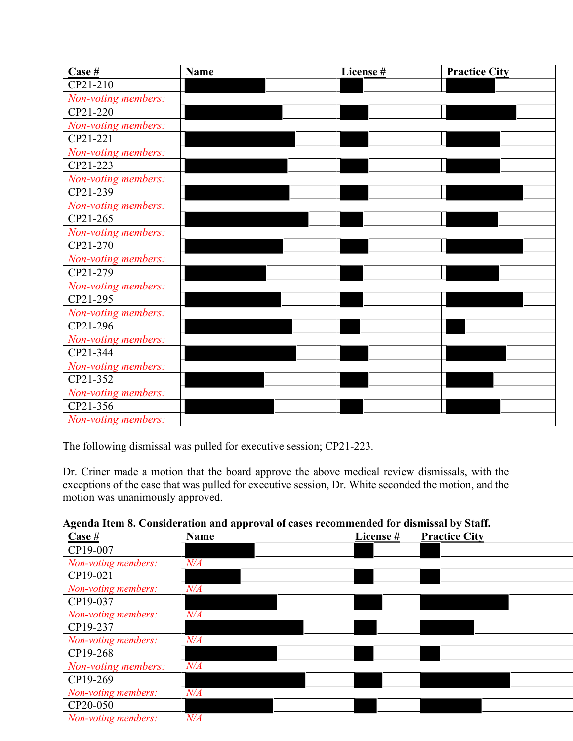| Case # | Name | License # | Practice City |
|---|---|---|---|
| CP21-210 | | | |
| *Non-voting members:* | | | |
| CP21-220 | | | |
| *Non-voting members:* | | | |
| CP21-221 | | | |
| *Non-voting members:* | | | |
| CP21-223 | | | |
| *Non-voting members:* | | | |
| CP21-239 | | | |
| *Non-voting members:* | | | |
| CP21-265 | | | |
| *Non-voting members:* | | | |
| CP21-270 | | | |
| *Non-voting members:* | | | |
| CP21-279 | | | |
| *Non-voting members:* | | | |
| CP21-295 | | | |
| *Non-voting members:* | | | |
| CP21-296 | | | |
| *Non-voting members:* | | | |
| CP21-344 | | | |
| *Non-voting members:* | | | |
| CP21-352 | | | |
| *Non-voting members:* | | | |
| CP21-356 | | | |
| *Non-voting members:* | | | |

The following dismissal was pulled for executive session; CP21-223.

Dr. Criner made a motion that the board approve the above medical review dismissals, with the exceptions of the case that was pulled for executive session, Dr. White seconded the motion, and the motion was unanimously approved.

**Agenda Item 8. Consideration and approval of cases recommended for dismissal by Staff.**

| Case # | Name | License # | Practice City |
|---|---|---|---|
| CP19-007 | | | |
| *Non-voting members:* | *N/A* | | |
| CP19-021 | | | |
| *Non-voting members:* | *N/A* | | |
| CP19-037 | | | |
| *Non-voting members:* | *N/A* | | |
| CP19-237 | | | |
| *Non-voting members:* | *N/A* | | |
| CP19-268 | | | |
| *Non-voting members:* | *N/A* | | |
| CP19-269 | | | |
| *Non-voting members:* | *N/A* | | |
| CP20-050 | | | |
| *Non-voting members:* | *N/A* | | |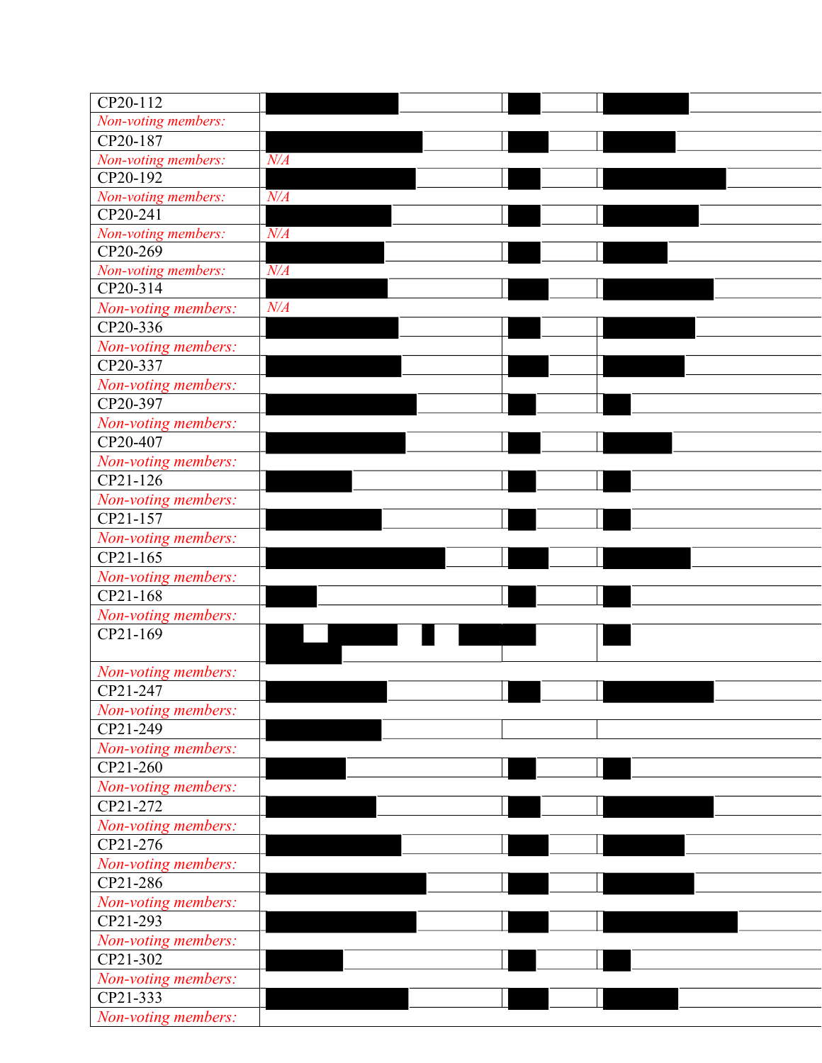| | | | |
|---|---|---|---|
| CP20-112 | | | |
| *Non-voting members:* | | | |
| CP20-187 | | | |
| *Non-voting members:* | *N/A* | | |
| CP20-192 | | | |
| *Non-voting members:* | *N/A* | | |
| CP20-241 | | | |
| *Non-voting members:* | *N/A* | | |
| CP20-269 | | | |
| *Non-voting members:* | *N/A* | | |
| CP20-314 | | | |
| *Non-voting members:* | *N/A* | | |
| CP20-336 | | | |
| *Non-voting members:* | | | |
| CP20-337 | | | |
| *Non-voting members:* | | | |
| CP20-397 | | | |
| *Non-voting members:* | | | |
| CP20-407 | | | |
| *Non-voting members:* | | | |
| CP21-126 | | | |
| *Non-voting members:* | | | |
| CP21-157 | | | |
| *Non-voting members:* | | | |
| CP21-165 | | | |
| *Non-voting members:* | | | |
| CP21-168 | | | |
| *Non-voting members:* | | | |
| CP21-169 | | | |
| *Non-voting members:* | | | |
| CP21-247 | | | |
| *Non-voting members:* | | | |
| CP21-249 | | | |
| *Non-voting members:* | | | |
| CP21-260 | | | |
| *Non-voting members:* | | | |
| CP21-272 | | | |
| *Non-voting members:* | | | |
| CP21-276 | | | |
| *Non-voting members:* | | | |
| CP21-286 | | | |
| *Non-voting members:* | | | |
| CP21-293 | | | |
| *Non-voting members:* | | | |
| CP21-302 | | | |
| *Non-voting members:* | | | |
| CP21-333 | | | |
| *Non-voting members:* | | | |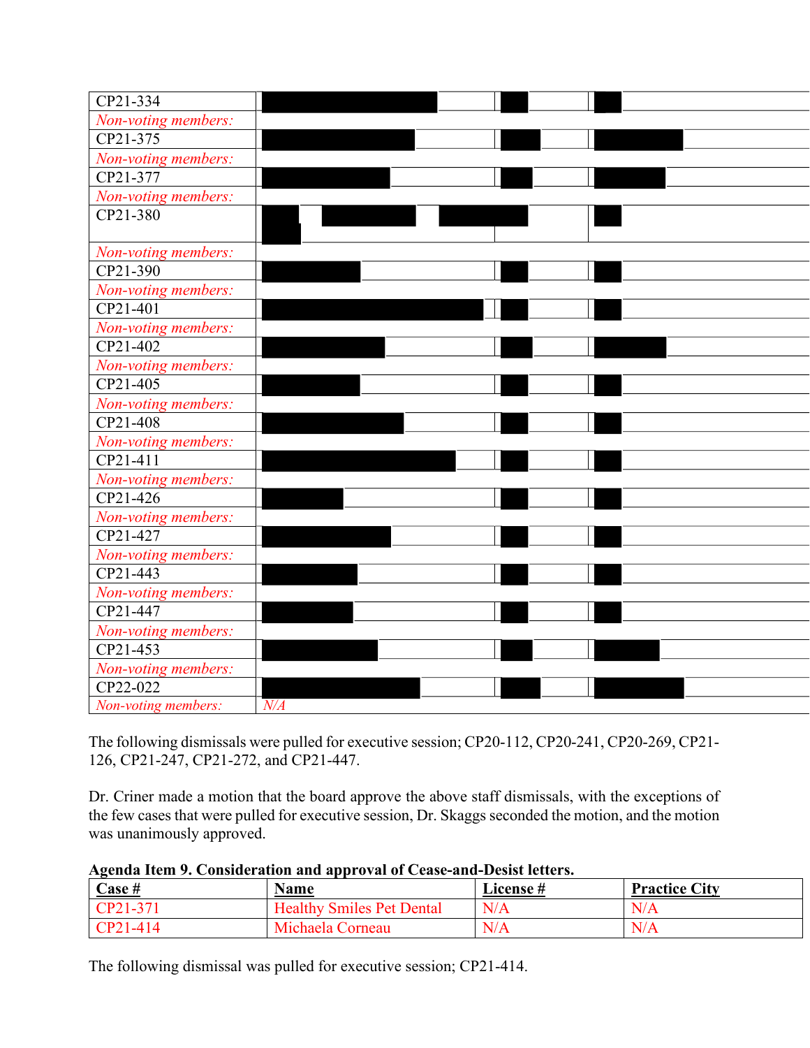| | | | |
|---|---|---|---|
| CP21-334 | | | |
| *Non-voting members:* | | | |
| CP21-375 | | | |
| *Non-voting members:* | | | |
| CP21-377 | | | |
| *Non-voting members:* | | | |
| CP21-380 | | | |
| *Non-voting members:* | | | |
| CP21-390 | | | |
| *Non-voting members:* | | | |
| CP21-401 | | | |
| *Non-voting members:* | | | |
| CP21-402 | | | |
| *Non-voting members:* | | | |
| CP21-405 | | | |
| *Non-voting members:* | | | |
| CP21-408 | | | |
| *Non-voting members:* | | | |
| CP21-411 | | | |
| *Non-voting members:* | | | |
| CP21-426 | | | |
| *Non-voting members:* | | | |
| CP21-427 | | | |
| *Non-voting members:* | | | |
| CP21-443 | | | |
| *Non-voting members:* | | | |
| CP21-447 | | | |
| *Non-voting members:* | | | |
| CP21-453 | | | |
| *Non-voting members:* | | | |
| CP22-022 | | | |
| *Non-voting members:* | *N/A* | | |

The following dismissals were pulled for executive session; CP20-112, CP20-241, CP20-269, CP21-126, CP21-247, CP21-272, and CP21-447.

Dr. Criner made a motion that the board approve the above staff dismissals, with the exceptions of the few cases that were pulled for executive session, Dr. Skaggs seconded the motion, and the motion was unanimously approved.

**Agenda Item 9. Consideration and approval of Cease-and-Desist letters.**

| **Case #** | **Name** | **License #** | **Practice City** |
|---|---|---|---|
| CP21-371 | Healthy Smiles Pet Dental | N/A | N/A |
| CP21-414 | Michaela Corneau | N/A | N/A |

The following dismissal was pulled for executive session; CP21-414.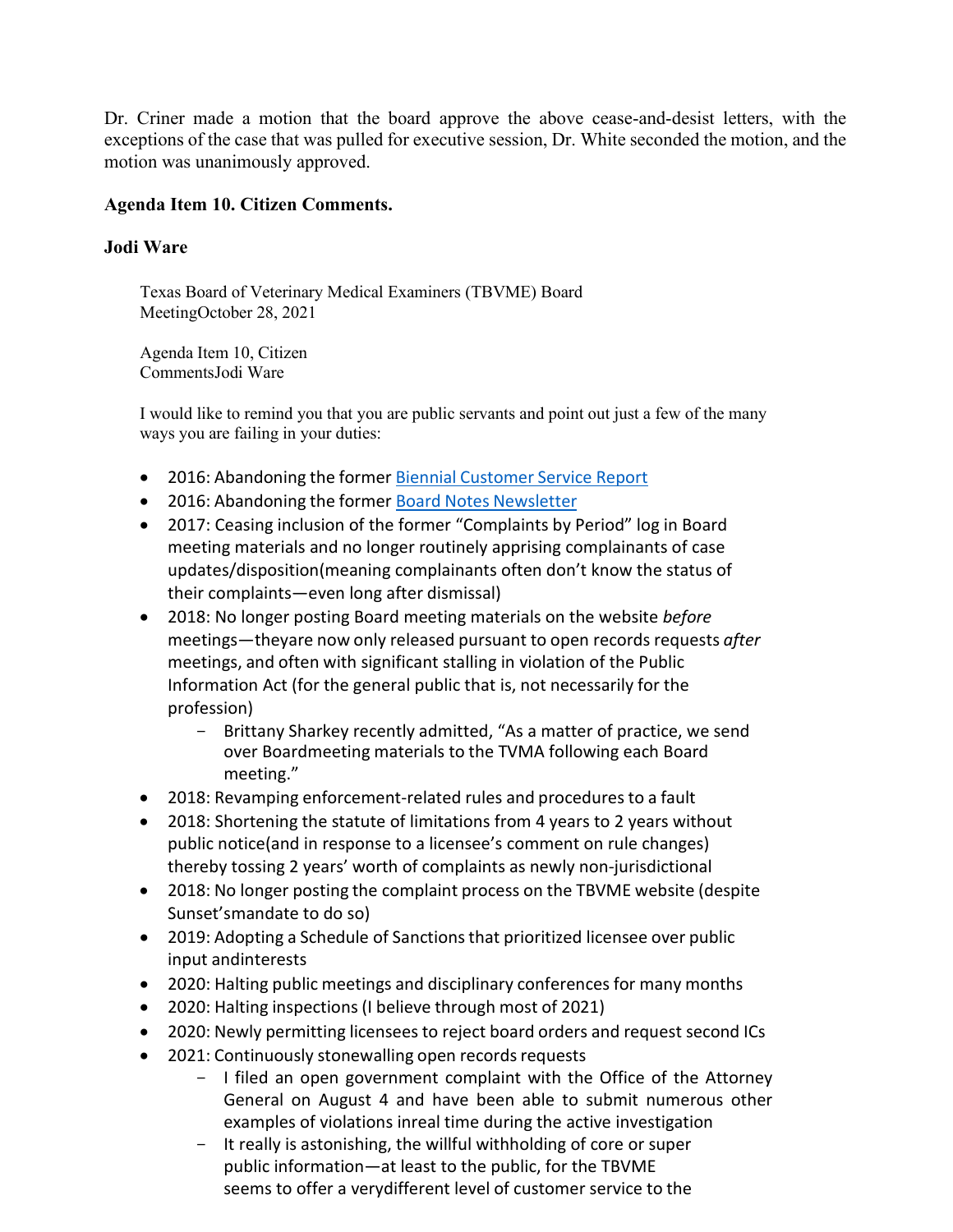Dr. Criner made a motion that the board approve the above cease-and-desist letters, with the exceptions of the case that was pulled for executive session, Dr. White seconded the motion, and the motion was unanimously approved.

**Agenda Item 10. Citizen Comments.**

**Jodi Ware**

> Texas Board of Veterinary Medical Examiners (TBVME) Board MeetingOctober 28, 2021
>
> Agenda Item 10, Citizen CommentsJodi Ware
>
> I would like to remind you that you are public servants and point out just a few of the many ways you are failing in your duties:
>
> - 2016: Abandoning the former Biennial Customer Service Report
> - 2016: Abandoning the former Board Notes Newsletter
> - 2017: Ceasing inclusion of the former "Complaints by Period" log in Board meeting materials and no longer routinely apprising complainants of case updates/disposition(meaning complainants often don't know the status of their complaints—even long after dismissal)
> - 2018: No longer posting Board meeting materials on the website *before* meetings—theyare now only released pursuant to open records requests *after* meetings, and often with significant stalling in violation of the Public Information Act (for the general public that is, not necessarily for the profession)
>   - Brittany Sharkey recently admitted, "As a matter of practice, we send over Boardmeeting materials to the TVMA following each Board meeting."
> - 2018: Revamping enforcement-related rules and procedures to a fault
> - 2018: Shortening the statute of limitations from 4 years to 2 years without public notice(and in response to a licensee's comment on rule changes) thereby tossing 2 years' worth of complaints as newly non-jurisdictional
> - 2018: No longer posting the complaint process on the TBVME website (despite Sunset'smandate to do so)
> - 2019: Adopting a Schedule of Sanctions that prioritized licensee over public input andinterests
> - 2020: Halting public meetings and disciplinary conferences for many months
> - 2020: Halting inspections (I believe through most of 2021)
> - 2020: Newly permitting licensees to reject board orders and request second ICs
> - 2021: Continuously stonewalling open records requests
>   - I filed an open government complaint with the Office of the Attorney General on August 4 and have been able to submit numerous other examples of violations inreal time during the active investigation
>   - It really is astonishing, the willful withholding of core or super public information—at least to the public, for the TBVME seems to offer a verydifferent level of customer service to the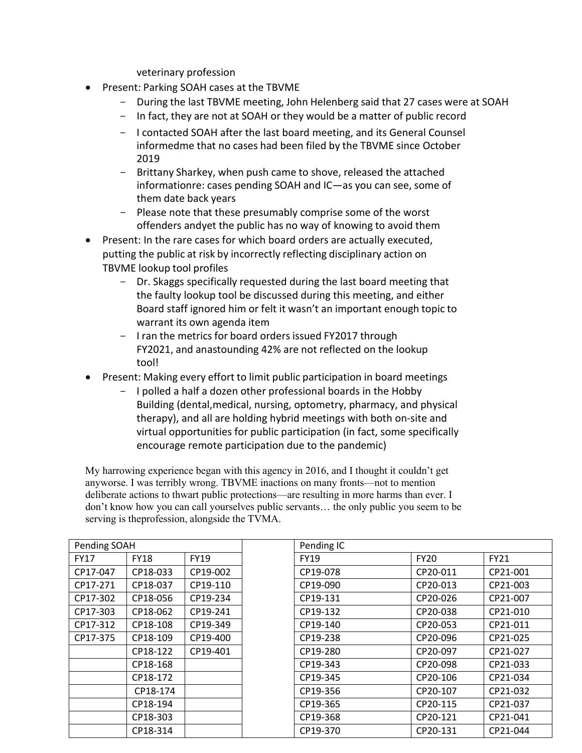veterinary profession

- Present: Parking SOAH cases at the TBVME
  - During the last TBVME meeting, John Helenberg said that 27 cases were at SOAH
  - In fact, they are not at SOAH or they would be a matter of public record
  - I contacted SOAH after the last board meeting, and its General Counsel informedme that no cases had been filed by the TBVME since October 2019
  - Brittany Sharkey, when push came to shove, released the attached informationre: cases pending SOAH and IC—as you can see, some of them date back years
  - Please note that these presumably comprise some of the worst offenders andyet the public has no way of knowing to avoid them
- Present: In the rare cases for which board orders are actually executed, putting the public at risk by incorrectly reflecting disciplinary action on TBVME lookup tool profiles
  - Dr. Skaggs specifically requested during the last board meeting that the faulty lookup tool be discussed during this meeting, and either Board staff ignored him or felt it wasn't an important enough topic to warrant its own agenda item
  - I ran the metrics for board orders issued FY2017 through FY2021, and anastounding 42% are not reflected on the lookup tool!
- Present: Making every effort to limit public participation in board meetings
  - I polled a half a dozen other professional boards in the Hobby Building (dental,medical, nursing, optometry, pharmacy, and physical therapy), and all are holding hybrid meetings with both on-site and virtual opportunities for public participation (in fact, some specifically encourage remote participation due to the pandemic)

My harrowing experience began with this agency in 2016, and I thought it couldn't get anyworse. I was terribly wrong. TBVME inactions on many fronts—not to mention deliberate actions to thwart public protections—are resulting in more harms than ever. I don't know how you can call yourselves public servants… the only public you seem to be serving is theprofession, alongside the TVMA.

| Pending SOAH | | |
|---|---|---|
| FY17 | FY18 | FY19 |
| CP17-047 | CP18-033 | CP19-002 |
| CP17-271 | CP18-037 | CP19-110 |
| CP17-302 | CP18-056 | CP19-234 |
| CP17-303 | CP18-062 | CP19-241 |
| CP17-312 | CP18-108 | CP19-349 |
| CP17-375 | CP18-109 | CP19-400 |
| | CP18-122 | CP19-401 |
| | CP18-168 | |
| | CP18-172 | |
| | CP18-174 | |
| | CP18-194 | |
| | CP18-303 | |
| | CP18-314 | |

| Pending IC | | |
|---|---|---|
| FY19 | FY20 | FY21 |
| CP19-078 | CP20-011 | CP21-001 |
| CP19-090 | CP20-013 | CP21-003 |
| CP19-131 | CP20-026 | CP21-007 |
| CP19-132 | CP20-038 | CP21-010 |
| CP19-140 | CP20-053 | CP21-011 |
| CP19-238 | CP20-096 | CP21-025 |
| CP19-280 | CP20-097 | CP21-027 |
| CP19-343 | CP20-098 | CP21-033 |
| CP19-345 | CP20-106 | CP21-034 |
| CP19-356 | CP20-107 | CP21-032 |
| CP19-365 | CP20-115 | CP21-037 |
| CP19-368 | CP20-121 | CP21-041 |
| CP19-370 | CP20-131 | CP21-044 |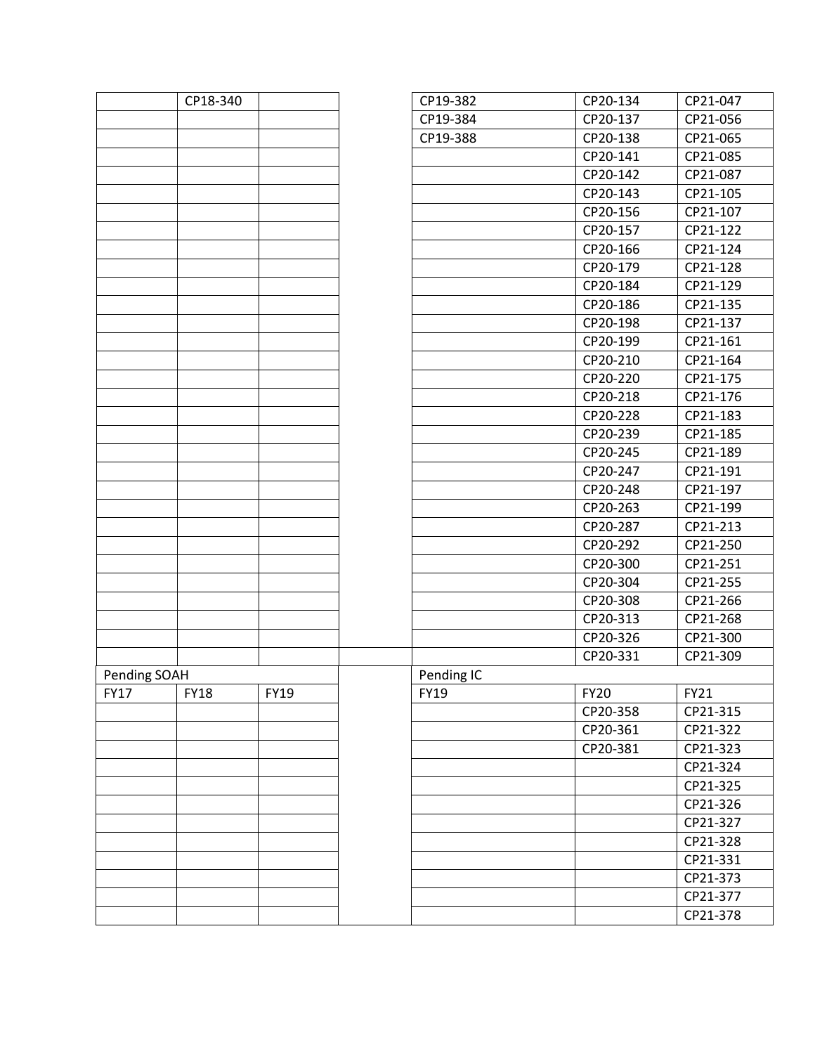| | CP18-340 | | | CP19-382 | CP20-134 | CP21-047 |
|---|---|---|---|---|---|---|
| | | | | CP19-384 | CP20-137 | CP21-056 |
| | | | | CP19-388 | CP20-138 | CP21-065 |
| | | | | | CP20-141 | CP21-085 |
| | | | | | CP20-142 | CP21-087 |
| | | | | | CP20-143 | CP21-105 |
| | | | | | CP20-156 | CP21-107 |
| | | | | | CP20-157 | CP21-122 |
| | | | | | CP20-166 | CP21-124 |
| | | | | | CP20-179 | CP21-128 |
| | | | | | CP20-184 | CP21-129 |
| | | | | | CP20-186 | CP21-135 |
| | | | | | CP20-198 | CP21-137 |
| | | | | | CP20-199 | CP21-161 |
| | | | | | CP20-210 | CP21-164 |
| | | | | | CP20-220 | CP21-175 |
| | | | | | CP20-218 | CP21-176 |
| | | | | | CP20-228 | CP21-183 |
| | | | | | CP20-239 | CP21-185 |
| | | | | | CP20-245 | CP21-189 |
| | | | | | CP20-247 | CP21-191 |
| | | | | | CP20-248 | CP21-197 |
| | | | | | CP20-263 | CP21-199 |
| | | | | | CP20-287 | CP21-213 |
| | | | | | CP20-292 | CP21-250 |
| | | | | | CP20-300 | CP21-251 |
| | | | | | CP20-304 | CP21-255 |
| | | | | | CP20-308 | CP21-266 |
| | | | | | CP20-313 | CP21-268 |
| | | | | | CP20-326 | CP21-300 |
| | | | | | CP20-331 | CP21-309 |

| Pending SOAH | | | | Pending IC | | |
|---|---|---|---|---|---|---|
| FY17 | FY18 | FY19 | | FY19 | FY20 | FY21 |
| | | | | | CP20-358 | CP21-315 |
| | | | | | CP20-361 | CP21-322 |
| | | | | | CP20-381 | CP21-323 |
| | | | | | | CP21-324 |
| | | | | | | CP21-325 |
| | | | | | | CP21-326 |
| | | | | | | CP21-327 |
| | | | | | | CP21-328 |
| | | | | | | CP21-331 |
| | | | | | | CP21-373 |
| | | | | | | CP21-377 |
| | | | | | | CP21-378 |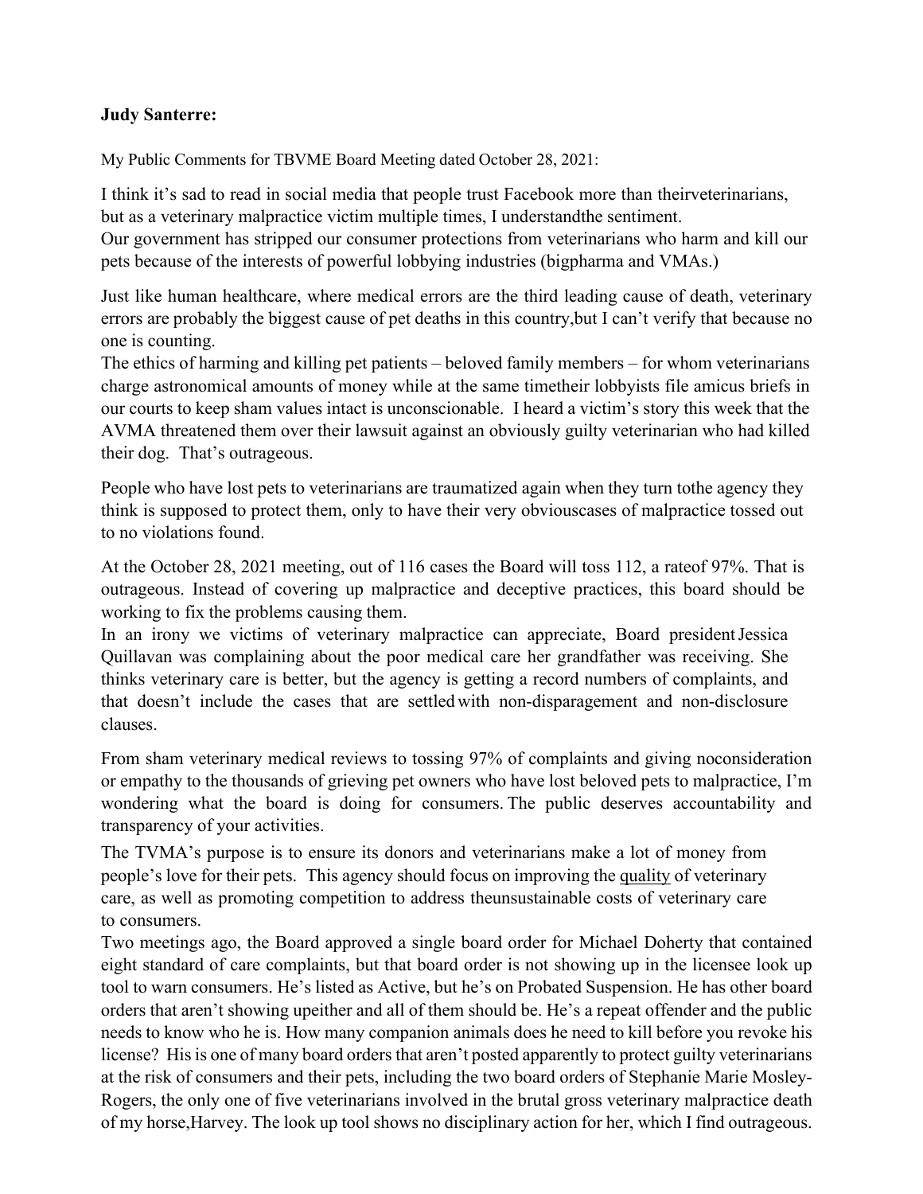**Judy Santerre:**

My Public Comments for TBVME Board Meeting dated October 28, 2021:

I think it's sad to read in social media that people trust Facebook more than theirveterinarians, but as a veterinary malpractice victim multiple times, I understandthe sentiment.
Our government has stripped our consumer protections from veterinarians who harm and kill our pets because of the interests of powerful lobbying industries (bigpharma and VMAs.)

Just like human healthcare, where medical errors are the third leading cause of death, veterinary errors are probably the biggest cause of pet deaths in this country,but I can't verify that because no one is counting.
The ethics of harming and killing pet patients – beloved family members – for whom veterinarians charge astronomical amounts of money while at the same timetheir lobbyists file amicus briefs in our courts to keep sham values intact is unconscionable. I heard a victim's story this week that the AVMA threatened them over their lawsuit against an obviously guilty veterinarian who had killed their dog. That's outrageous.

People who have lost pets to veterinarians are traumatized again when they turn tothe agency they think is supposed to protect them, only to have their very obviouscases of malpractice tossed out to no violations found.

At the October 28, 2021 meeting, out of 116 cases the Board will toss 112, a rateof 97%. That is outrageous. Instead of covering up malpractice and deceptive practices, this board should be working to fix the problems causing them.
In an irony we victims of veterinary malpractice can appreciate, Board president Jessica Quillavan was complaining about the poor medical care her grandfather was receiving. She thinks veterinary care is better, but the agency is getting a record numbers of complaints, and that doesn't include the cases that are settled with non-disparagement and non-disclosure clauses.

From sham veterinary medical reviews to tossing 97% of complaints and giving noconsideration or empathy to the thousands of grieving pet owners who have lost beloved pets to malpractice, I'm wondering what the board is doing for consumers. The public deserves accountability and transparency of your activities.

The TVMA's purpose is to ensure its donors and veterinarians make a lot of money from people's love for their pets. This agency should focus on improving the quality of veterinary care, as well as promoting competition to address theunsustainable costs of veterinary care to consumers.
Two meetings ago, the Board approved a single board order for Michael Doherty that contained eight standard of care complaints, but that board order is not showing up in the licensee look up tool to warn consumers. He's listed as Active, but he's on Probated Suspension. He has other board orders that aren't showing upeither and all of them should be. He's a repeat offender and the public needs to know who he is. How many companion animals does he need to kill before you revoke his license? His is one of many board orders that aren't posted apparently to protect guilty veterinarians at the risk of consumers and their pets, including the two board orders of Stephanie Marie Mosley-Rogers, the only one of five veterinarians involved in the brutal gross veterinary malpractice death of my horse,Harvey. The look up tool shows no disciplinary action for her, which I find outrageous.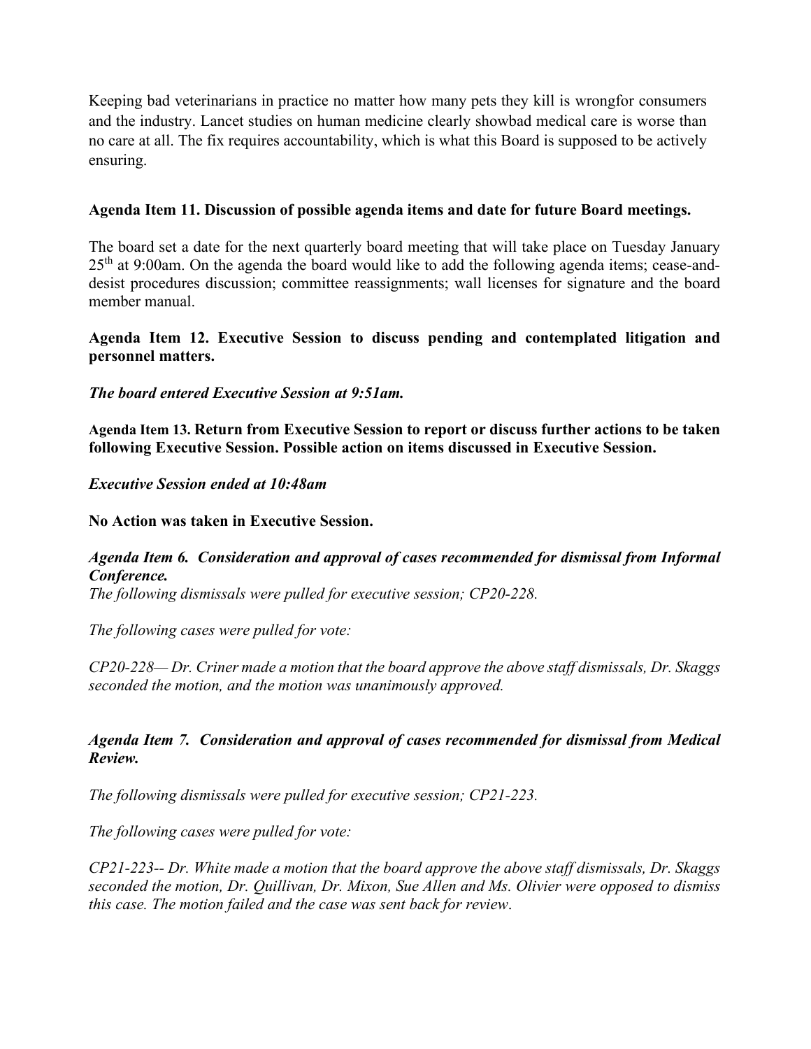Keeping bad veterinarians in practice no matter how many pets they kill is wrongfor consumers and the industry. Lancet studies on human medicine clearly showbad medical care is worse than no care at all. The fix requires accountability, which is what this Board is supposed to be actively ensuring.

**Agenda Item 11. Discussion of possible agenda items and date for future Board meetings.**

The board set a date for the next quarterly board meeting that will take place on Tuesday January 25th at 9:00am. On the agenda the board would like to add the following agenda items; cease-and-desist procedures discussion; committee reassignments; wall licenses for signature and the board member manual.

**Agenda Item 12. Executive Session to discuss pending and contemplated litigation and personnel matters.**

***The board entered Executive Session at 9:51am.***

**Agenda Item 13. Return from Executive Session to report or discuss further actions to be taken following Executive Session. Possible action on items discussed in Executive Session.**

***Executive Session ended at 10:48am***

**No Action was taken in Executive Session.**

***Agenda Item 6. Consideration and approval of cases recommended for dismissal from Informal Conference.***

*The following dismissals were pulled for executive session; CP20-228.*

*The following cases were pulled for vote:*

*CP20-228— Dr. Criner made a motion that the board approve the above staff dismissals, Dr. Skaggs seconded the motion, and the motion was unanimously approved.*

***Agenda Item 7. Consideration and approval of cases recommended for dismissal from Medical Review.***

*The following dismissals were pulled for executive session; CP21-223.*

*The following cases were pulled for vote:*

*CP21-223-- Dr. White made a motion that the board approve the above staff dismissals, Dr. Skaggs seconded the motion, Dr. Quillivan, Dr. Mixon, Sue Allen and Ms. Olivier were opposed to dismiss this case. The motion failed and the case was sent back for review.*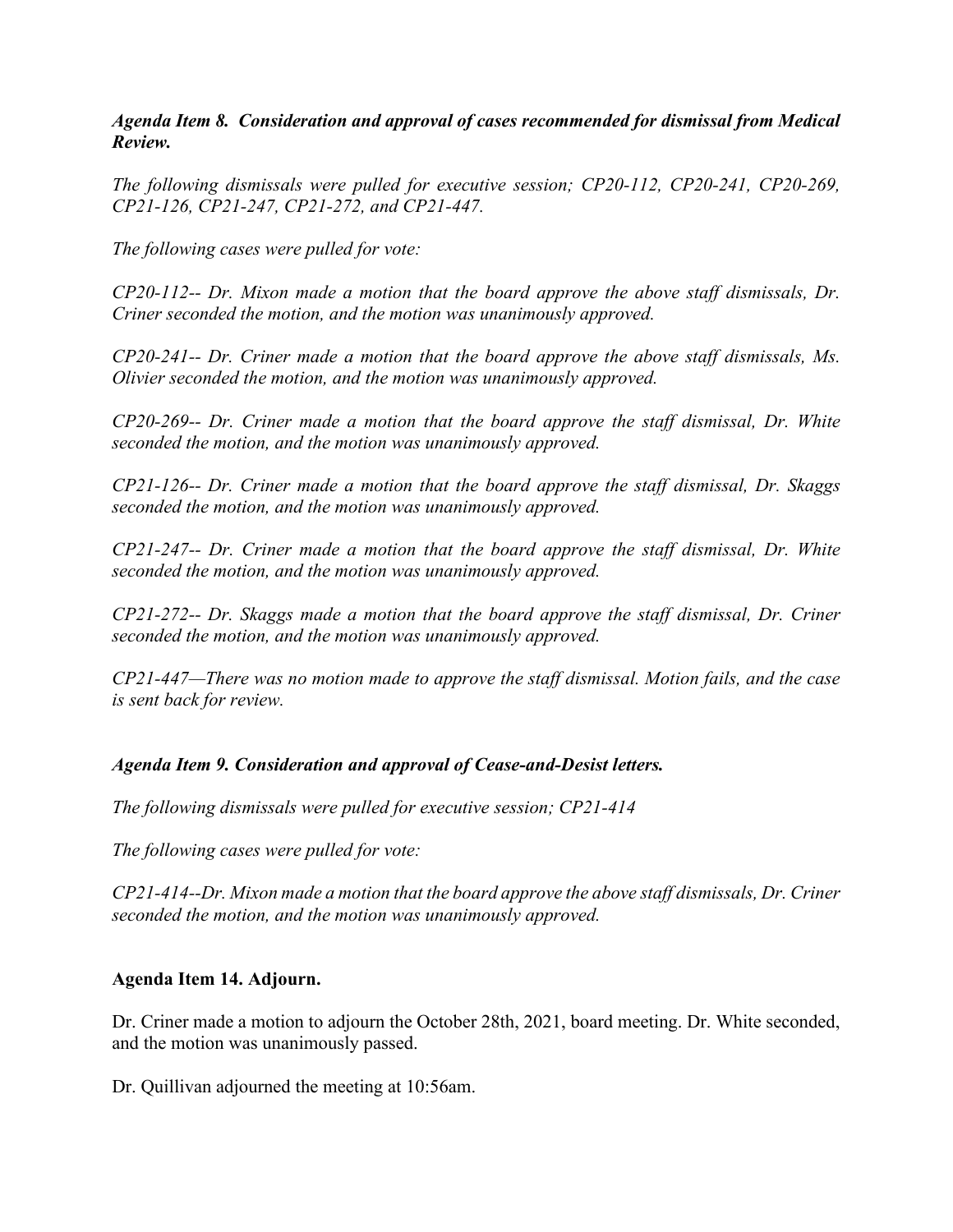***Agenda Item 8. Consideration and approval of cases recommended for dismissal from Medical Review.***

*The following dismissals were pulled for executive session; CP20-112, CP20-241, CP20-269, CP21-126, CP21-247, CP21-272, and CP21-447.*

*The following cases were pulled for vote:*

*CP20-112-- Dr. Mixon made a motion that the board approve the above staff dismissals, Dr. Criner seconded the motion, and the motion was unanimously approved.*

*CP20-241-- Dr. Criner made a motion that the board approve the above staff dismissals, Ms. Olivier seconded the motion, and the motion was unanimously approved.*

*CP20-269-- Dr. Criner made a motion that the board approve the staff dismissal, Dr. White seconded the motion, and the motion was unanimously approved.*

*CP21-126-- Dr. Criner made a motion that the board approve the staff dismissal, Dr. Skaggs seconded the motion, and the motion was unanimously approved.*

*CP21-247-- Dr. Criner made a motion that the board approve the staff dismissal, Dr. White seconded the motion, and the motion was unanimously approved.*

*CP21-272-- Dr. Skaggs made a motion that the board approve the staff dismissal, Dr. Criner seconded the motion, and the motion was unanimously approved.*

*CP21-447—There was no motion made to approve the staff dismissal. Motion fails, and the case is sent back for review.*

***Agenda Item 9. Consideration and approval of Cease-and-Desist letters.***

*The following dismissals were pulled for executive session; CP21-414*

*The following cases were pulled for vote:*

*CP21-414--Dr. Mixon made a motion that the board approve the above staff dismissals, Dr. Criner seconded the motion, and the motion was unanimously approved.*

**Agenda Item 14. Adjourn.**

Dr. Criner made a motion to adjourn the October 28th, 2021, board meeting. Dr. White seconded, and the motion was unanimously passed.

Dr. Quillivan adjourned the meeting at 10:56am.